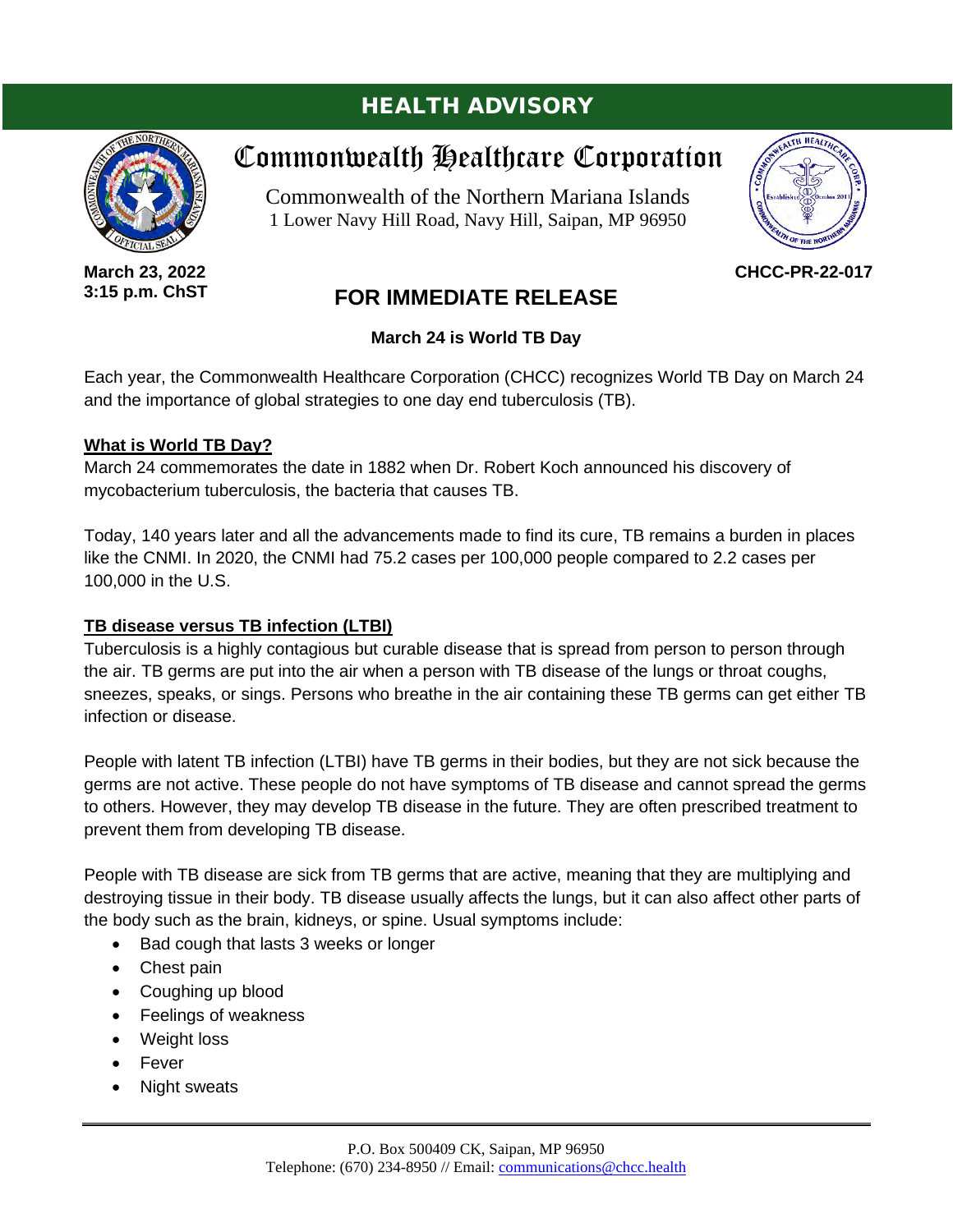# HEALTH ADVISORY

## Commonwealth Healthcare Corporation

Commonwealth of the Northern Mariana Islands
1 Lower Navy Hill Road, Navy Hill, Saipan, MP 96950

**March 23, 2022**
**3:15 p.m. ChST**

**CHCC-PR-22-017**

## FOR IMMEDIATE RELEASE

**March 24 is World TB Day**

Each year, the Commonwealth Healthcare Corporation (CHCC) recognizes World TB Day on March 24 and the importance of global strategies to one day end tuberculosis (TB).

### What is World TB Day?

March 24 commemorates the date in 1882 when Dr. Robert Koch announced his discovery of mycobacterium tuberculosis, the bacteria that causes TB.

Today, 140 years later and all the advancements made to find its cure, TB remains a burden in places like the CNMI. In 2020, the CNMI had 75.2 cases per 100,000 people compared to 2.2 cases per 100,000 in the U.S.

### TB disease versus TB infection (LTBI)

Tuberculosis is a highly contagious but curable disease that is spread from person to person through the air. TB germs are put into the air when a person with TB disease of the lungs or throat coughs, sneezes, speaks, or sings. Persons who breathe in the air containing these TB germs can get either TB infection or disease.

People with latent TB infection (LTBI) have TB germs in their bodies, but they are not sick because the germs are not active. These people do not have symptoms of TB disease and cannot spread the germs to others. However, they may develop TB disease in the future. They are often prescribed treatment to prevent them from developing TB disease.

People with TB disease are sick from TB germs that are active, meaning that they are multiplying and destroying tissue in their body. TB disease usually affects the lungs, but it can also affect other parts of the body such as the brain, kidneys, or spine. Usual symptoms include:

- Bad cough that lasts 3 weeks or longer
- Chest pain
- Coughing up blood
- Feelings of weakness
- Weight loss
- Fever
- Night sweats

P.O. Box 500409 CK, Saipan, MP 96950
Telephone: (670) 234-8950 // Email: communications@chcc.health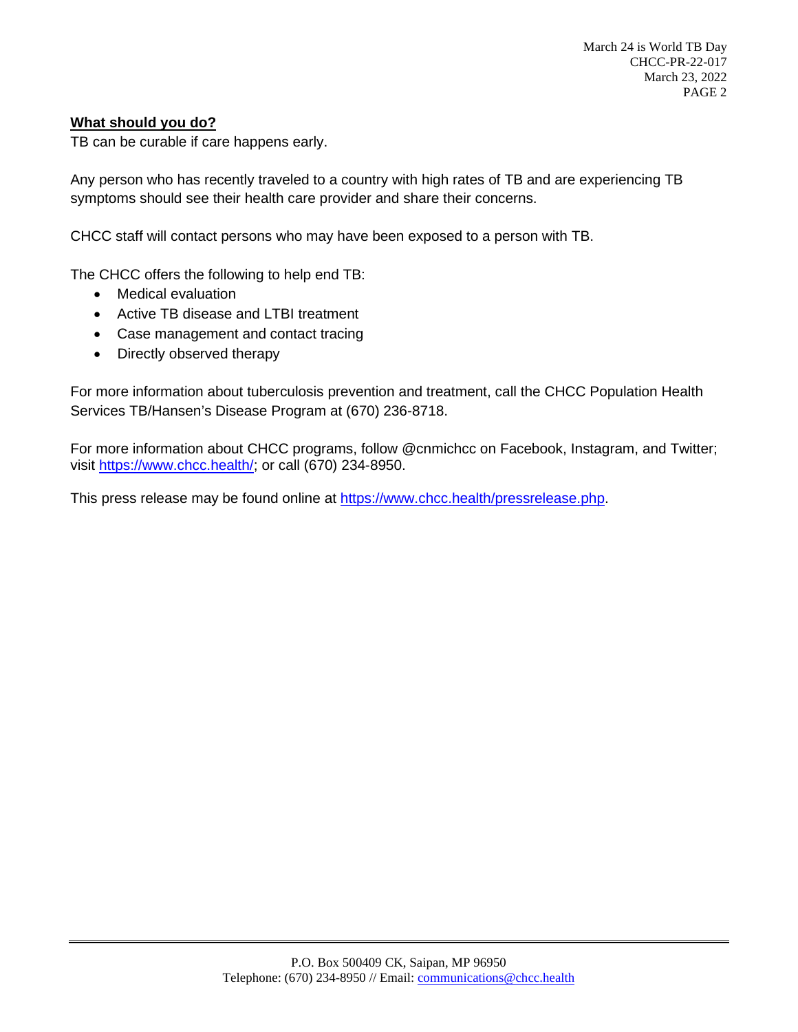## What should you do?

TB can be curable if care happens early.

Any person who has recently traveled to a country with high rates of TB and are experiencing TB symptoms should see their health care provider and share their concerns.

CHCC staff will contact persons who may have been exposed to a person with TB.

The CHCC offers the following to help end TB:

- Medical evaluation
- Active TB disease and LTBI treatment
- Case management and contact tracing
- Directly observed therapy

For more information about tuberculosis prevention and treatment, call the CHCC Population Health Services TB/Hansen's Disease Program at (670) 236-8718.

For more information about CHCC programs, follow @cnmichcc on Facebook, Instagram, and Twitter; visit https://www.chcc.health/; or call (670) 234-8950.

This press release may be found online at https://www.chcc.health/pressrelease.php.